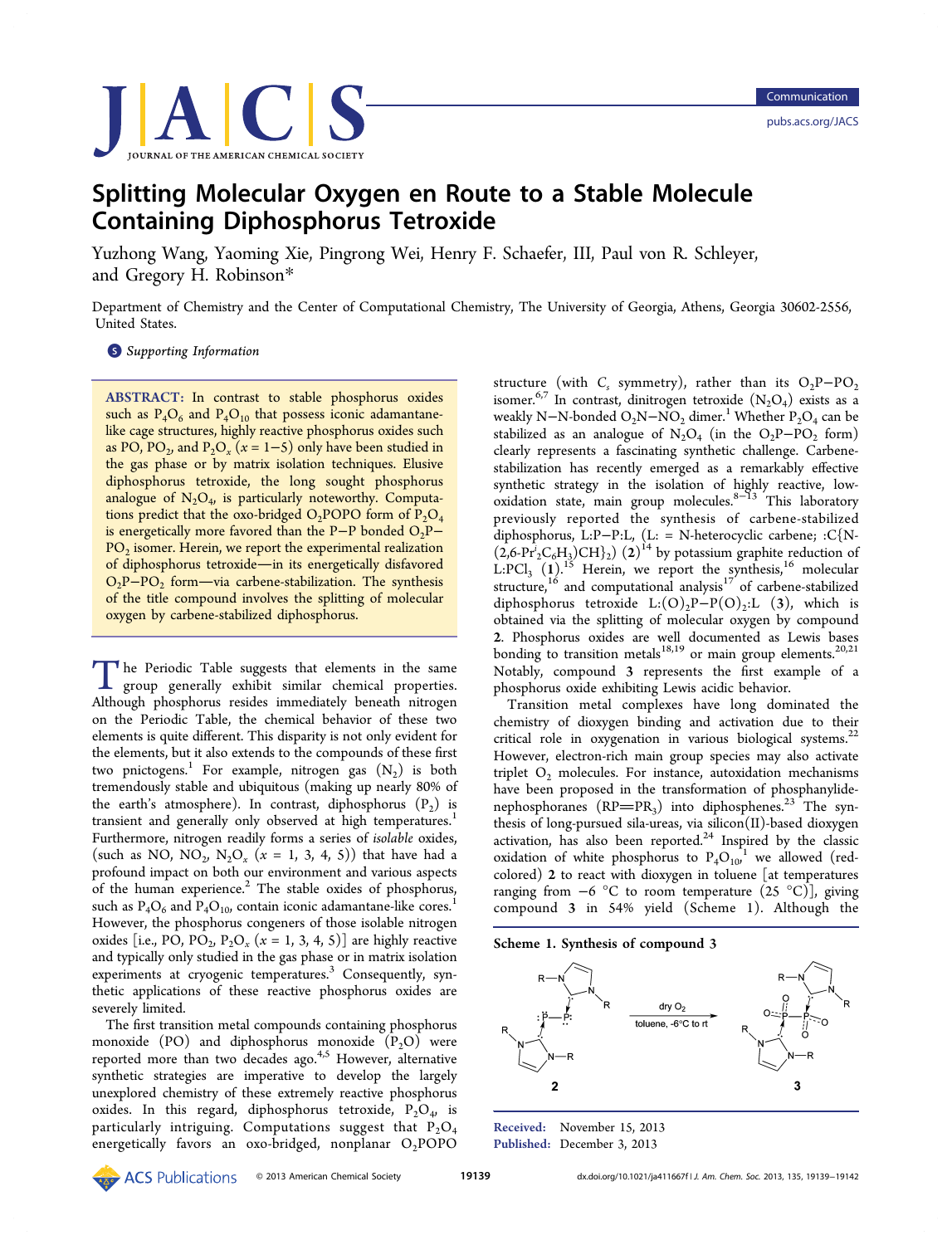Communication

# Splitting Molecular Oxygen en Route to a Stable Molecule Containing Diphosphorus Tetroxide

Yuzhong Wang, Yaoming Xie, Pingrong Wei, Henry F. Schaefer, III, Paul von R. Schleyer, and Gregory H. Robinson*

Department of Chemistry and the Center of Computational Chemistry, The University of Georgia, Athens, Georgia 30602-2556, United States.

Supporting Information

**ABSTRACT:** In contrast to stable phosphorus oxides such as $P_4O_6$ and $P_4O_{10}$ that possess iconic adamantane-like cage structures, highly reactive phosphorus oxides such as PO, $PO_2$, and $P_2O_x$ ($x$ = 1−5) only have been studied in the gas phase or by matrix isolation techniques. Elusive diphosphorus tetroxide, the long sought phosphorus analogue of $N_2O_4$, is particularly noteworthy. Computations predict that the oxo-bridged $O_2POPO$ form of $P_2O_4$ is energetically more favored than the P−P bonded $O_2P-PO_2$ isomer. Herein, we report the experimental realization of diphosphorus tetroxide—in its energetically disfavored $O_2P-PO_2$ form—via carbene-stabilization. The synthesis of the title compound involves the splitting of molecular oxygen by carbene-stabilized diphosphorus.

The Periodic Table suggests that elements in the same group generally exhibit similar chemical properties. Although phosphorus resides immediately beneath nitrogen on the Periodic Table, the chemical behavior of these two elements is quite different. This disparity is not only evident for the elements, but it also extends to the compounds of these first two pnictogens.[1] For example, nitrogen gas ($N_2$) is both tremendously stable and ubiquitous (making up nearly 80% of the earth's atmosphere). In contrast, diphosphorus ($P_2$) is transient and generally only observed at high temperatures.[1] Furthermore, nitrogen readily forms a series of *isolable* oxides, (such as NO, $NO_2$, $N_2O_x$ ($x$ = 1, 3, 4, 5)) that have had a profound impact on both our environment and various aspects of the human experience.[2] The stable oxides of phosphorus, such as $P_4O_6$ and $P_4O_{10}$, contain iconic adamantane-like cores.[1] However, the phosphorus congeners of those isolable nitrogen oxides [i.e., PO, $PO_2$, $P_2O_x$ ($x$ = 1, 3, 4, 5)] are highly reactive and typically only studied in the gas phase or in matrix isolation experiments at cryogenic temperatures.[3] Consequently, synthetic applications of these reactive phosphorus oxides are severely limited.

The first transition metal compounds containing phosphorus monoxide (PO) and diphosphorus monoxide ($P_2O$) were reported more than two decades ago.[4,5] However, alternative synthetic strategies are imperative to develop the largely unexplored chemistry of these extremely reactive phosphorus oxides. In this regard, diphosphorus tetroxide, $P_2O_4$, is particularly intriguing. Computations suggest that $P_2O_4$ energetically favors an oxo-bridged, nonplanar $O_2POPO$ structure (with $C_s$ symmetry), rather than its $O_2P-PO_2$ isomer.[6,7] In contrast, dinitrogen tetroxide ($N_2O_4$) exists as a weakly N−N-bonded $O_2N-NO_2$ dimer.[1] Whether $P_2O_4$ can be stabilized as an analogue of $N_2O_4$ (in the $O_2P-PO_2$ form) clearly represents a fascinating synthetic challenge. Carbene-stabilization has recently emerged as a remarkably effective synthetic strategy in the isolation of highly reactive, low-oxidation state, main group molecules.[8−13] This laboratory previously reported the synthesis of carbene-stabilized diphosphorus, L:P−P:L, (L: = N-heterocyclic carbene; :C{N-(2,6-$Pr^i_2C_6H_3$)CH}$_2$) (**2**)[14] by potassium graphite reduction of L:$PCl_3$ (**1**).[15] Herein, we report the synthesis,[16] molecular structure,[16] and computational analysis[17] of carbene-stabilized diphosphorus tetroxide L:$(O)_2$P−P$(O)_2$:L (**3**), which is obtained via the splitting of molecular oxygen by compound **2**. Phosphorus oxides are well documented as Lewis bases bonding to transition metals[18,19] or main group elements.[20,21] Notably, compound **3** represents the first example of a phosphorus oxide exhibiting Lewis acidic behavior.

Transition metal complexes have long dominated the chemistry of dioxygen binding and activation due to their critical role in oxygenation in various biological systems.[22] However, electron-rich main group species may also activate triplet $O_2$ molecules. For instance, autoxidation mechanisms have been proposed in the transformation of phosphanylidene-phosphoranes ($RP{=}PR_3$) into diphosphenes.[23] The synthesis of long-pursued sila-ureas, via silicon(II)-based dioxygen activation, has also been reported.[24] Inspired by the classic oxidation of white phosphorus to $P_4O_{10}$,[1] we allowed (red-colored) **2** to react with dioxygen in toluene [at temperatures ranging from −6 °C to room temperature (25 °C)], giving compound **3** in 54% yield (Scheme 1). Although the

**Scheme 1. Synthesis of compound 3**

Received: November 15, 2013
Published: December 3, 2013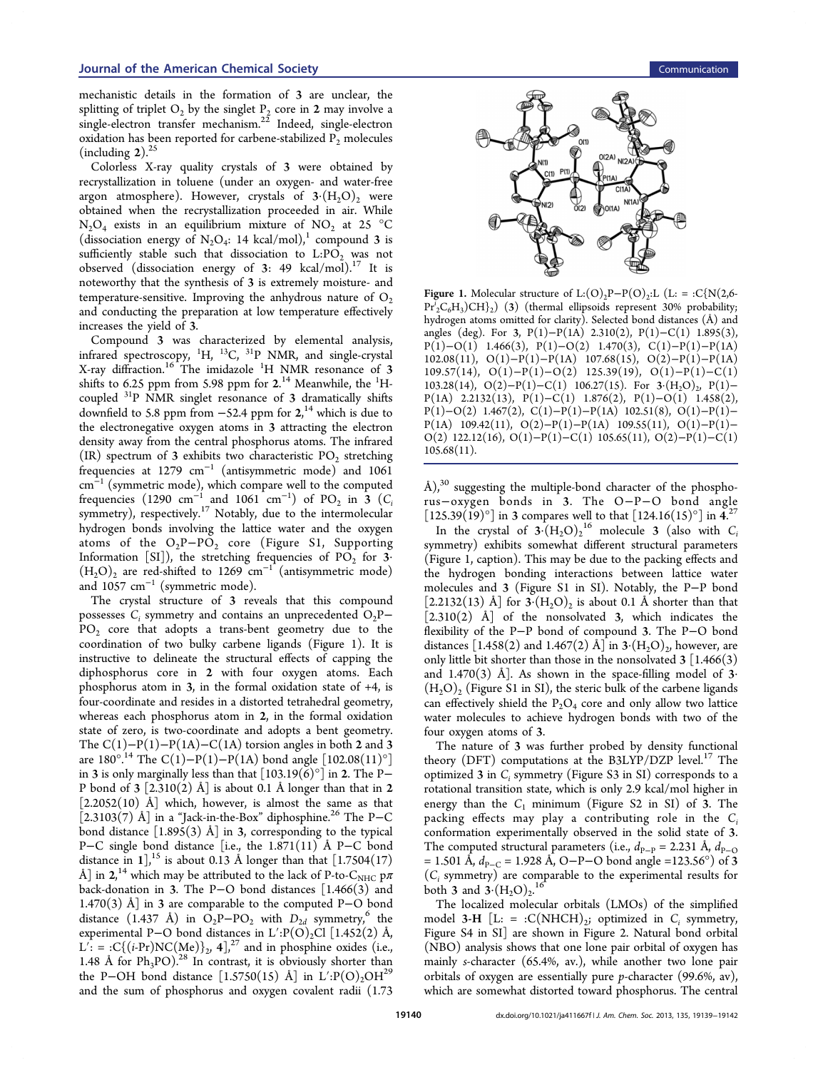mechanistic details in the formation of 3 are unclear, the splitting of triplet $O_2$ by the singlet $P_2$ core in 2 may involve a single-electron transfer mechanism.[22] Indeed, single-electron oxidation has been reported for carbene-stabilized $P_2$ molecules (including 2).[25]

Colorless X-ray quality crystals of 3 were obtained by recrystallization in toluene (under an oxygen- and water-free argon atmosphere). However, crystals of $3\cdot(H_2O)_2$ were obtained when the recrystallization proceeded in air. While $N_2O_4$ exists in an equilibrium mixture of $NO_2$ at 25 °C (dissociation energy of $N_2O_4$: 14 kcal/mol),[1] compound 3 is sufficiently stable such that dissociation to L:$PO_2$ was not observed (dissociation energy of 3: 49 kcal/mol).[17] It is noteworthy that the synthesis of 3 is extremely moisture- and temperature-sensitive. Improving the anhydrous nature of $O_2$ and conducting the preparation at low temperature effectively increases the yield of 3.

Compound 3 was characterized by elemental analysis, infrared spectroscopy, $^1$H, $^{13}$C, $^{31}$P NMR, and single-crystal X-ray diffraction.[16] The imidazole $^1$H NMR resonance of 3 shifts to 6.25 ppm from 5.98 ppm for 2.[14] Meanwhile, the $^1$H-coupled $^{31}$P NMR singlet resonance of 3 dramatically shifts downfield to 5.8 ppm from −52.4 ppm for 2,[14] which is due to the electronegative oxygen atoms in 3 attracting the electron density away from the central phosphorus atoms. The infrared (IR) spectrum of 3 exhibits two characteristic $PO_2$ stretching frequencies at 1279 cm$^{-1}$ (antisymmetric mode) and 1061 cm$^{-1}$ (symmetric mode), which compare well to the computed frequencies (1290 cm$^{-1}$ and 1061 cm$^{-1}$) of $PO_2$ in 3 ($C_i$ symmetry), respectively.[17] Notably, due to the intermolecular hydrogen bonds involving the lattice water and the oxygen atoms of the $O_2P-PO_2$ core (Figure S1, Supporting Information [SI]), the stretching frequencies of $PO_2$ for $3\cdot(H_2O)_2$ are red-shifted to 1269 cm$^{-1}$ (antisymmetric mode) and 1057 cm$^{-1}$ (symmetric mode).

The crystal structure of 3 reveals that this compound possesses $C_i$ symmetry and contains an unprecedented $O_2P-PO_2$ core that adopts a trans-bent geometry due to the coordination of two bulky carbene ligands (Figure 1). It is instructive to delineate the structural effects of capping the diphosphorus core in 2 with four oxygen atoms. Each phosphorus atom in 3, in the formal oxidation state of +4, is four-coordinate and resides in a distorted tetrahedral geometry, whereas each phosphorus atom in 2, in the formal oxidation state of zero, is two-coordinate and adopts a bent geometry. The C(1)−P(1)−P(1A)−C(1A) torsion angles in both 2 and 3 are 180°.[14] The C(1)−P(1)−P(1A) bond angle [102.08(11)°] in 3 is only marginally less than that [103.19(6)°] in 2. The P−P bond of 3 [2.310(2) Å] is about 0.1 Å longer than that in 2 [2.2052(10) Å] which, however, is almost the same as that [2.3103(7) Å] in a "Jack-in-the-Box" diphosphine.[26] The P−C bond distance [1.895(3) Å] in 3, corresponding to the typical P−C single bond distance [i.e., the 1.871(11) Å P−C bond distance in 1],[15] is about 0.13 Å longer than that [1.7504(17) Å] in 2,[14] which may be attributed to the lack of P-to-$C_{NHC}$ pπ back-donation in 3. The P−O bond distances [1.466(3) and 1.470(3) Å] in 3 are comparable to the computed P−O bond distance (1.437 Å) in $O_2P-PO_2$ with $D_{2d}$ symmetry,[6] the experimental P−O bond distances in L′:P(O)$_2$Cl [1.452(2) Å, L′: = :C{(i-Pr)NC(Me)}$_2$, 4],[27] and in phosphine oxides (i.e., 1.48 Å for $Ph_3PO$).[28] In contrast, it is obviously shorter than the P−OH bond distance [1.5750(15) Å] in L′:P(O)$_2$OH[29] and the sum of phosphorus and oxygen covalent radii (1.73 Å),[30] suggesting the multiple-bond character of the phosphorus−oxygen bonds in 3. The O−P−O bond angle [125.39(19)°] in 3 compares well to that [124.16(15)°] in 4.[27]

**Figure 1.** Molecular structure of L:(O)$_2$P−P(O)$_2$:L (L: = :C{N(2,6-Pr$^i_2$C$_6$H$_3$)CH}$_2$) (3) (thermal ellipsoids represent 30% probability; hydrogen atoms omitted for clarity). Selected bond distances (Å) and angles (deg). For 3, P(1)−P(1A) 2.310(2), P(1)−C(1) 1.895(3), P(1)−O(1) 1.466(3), P(1)−O(2) 1.470(3), C(1)−P(1)−P(1A) 102.08(11), O(1)−P(1)−P(1A) 107.68(15), O(2)−P(1)−P(1A) 109.57(14), O(1)−P(1)−O(2) 125.39(19), O(1)−P(1)−C(1) 103.28(14), O(2)−P(1)−C(1) 106.27(15). For $3\cdot(H_2O)_2$, P(1)−P(1A) 2.2132(13), P(1)−C(1) 1.876(2), P(1)−O(1) 1.458(2), P(1)−O(2) 1.467(2), C(1)−P(1)−P(1A) 102.51(8), O(1)−P(1)−P(1A) 109.42(11), O(2)−P(1)−P(1A) 109.55(11), O(1)−P(1)−O(2) 122.12(16), O(1)−P(1)−C(1) 105.65(11), O(2)−P(1)−C(1) 105.68(11).

In the crystal of $3\cdot(H_2O)_2$[16] molecule 3 (also with $C_i$ symmetry) exhibits somewhat different structural parameters (Figure 1, caption). This may be due to the packing effects and the hydrogen bonding interactions between lattice water molecules and 3 (Figure S1 in SI). Notably, the P−P bond [2.2132(13) Å] for $3\cdot(H_2O)_2$ is about 0.1 Å shorter than that [2.310(2) Å] of the nonsolvated 3, which indicates the flexibility of the P−P bond of compound 3. The P−O bond distances [1.458(2) and 1.467(2) Å] in $3\cdot(H_2O)_2$, however, are only little bit shorter than those in the nonsolvated 3 [1.466(3) and 1.470(3) Å]. As shown in the space-filling model of $3\cdot(H_2O)_2$ (Figure S1 in SI), the steric bulk of the carbene ligands can effectively shield the $P_2O_4$ core and only allow two lattice water molecules to achieve hydrogen bonds with two of the four oxygen atoms of 3.

The nature of 3 was further probed by density functional theory (DFT) computations at the B3LYP/DZP level.[17] The optimized 3 in $C_i$ symmetry (Figure S3 in SI) corresponds to a rotational transition state, which is only 2.9 kcal/mol higher in energy than the $C_1$ minimum (Figure S2 in SI) of 3. The packing effects may play a contributing role in the $C_i$ conformation experimentally observed in the solid state of 3. The computed structural parameters (i.e., $d_{P-P}$ = 2.231 Å, $d_{P-O}$ = 1.501 Å, $d_{P-C}$ = 1.928 Å, O−P−O bond angle =123.56°) of 3 ($C_i$ symmetry) are comparable to the experimental results for both 3 and $3\cdot(H_2O)_2$.[16]

The localized molecular orbitals (LMOs) of the simplified model 3-H [L: = :C(NHCH)$_2$; optimized in $C_i$ symmetry, Figure S4 in SI] are shown in Figure 2. Natural bond orbital (NBO) analysis shows that one lone pair orbital of oxygen has mainly s-character (65.4%, av.), while another two lone pair orbitals of oxygen are essentially pure p-character (99.6%, av), which are somewhat distorted toward phosphorus. The central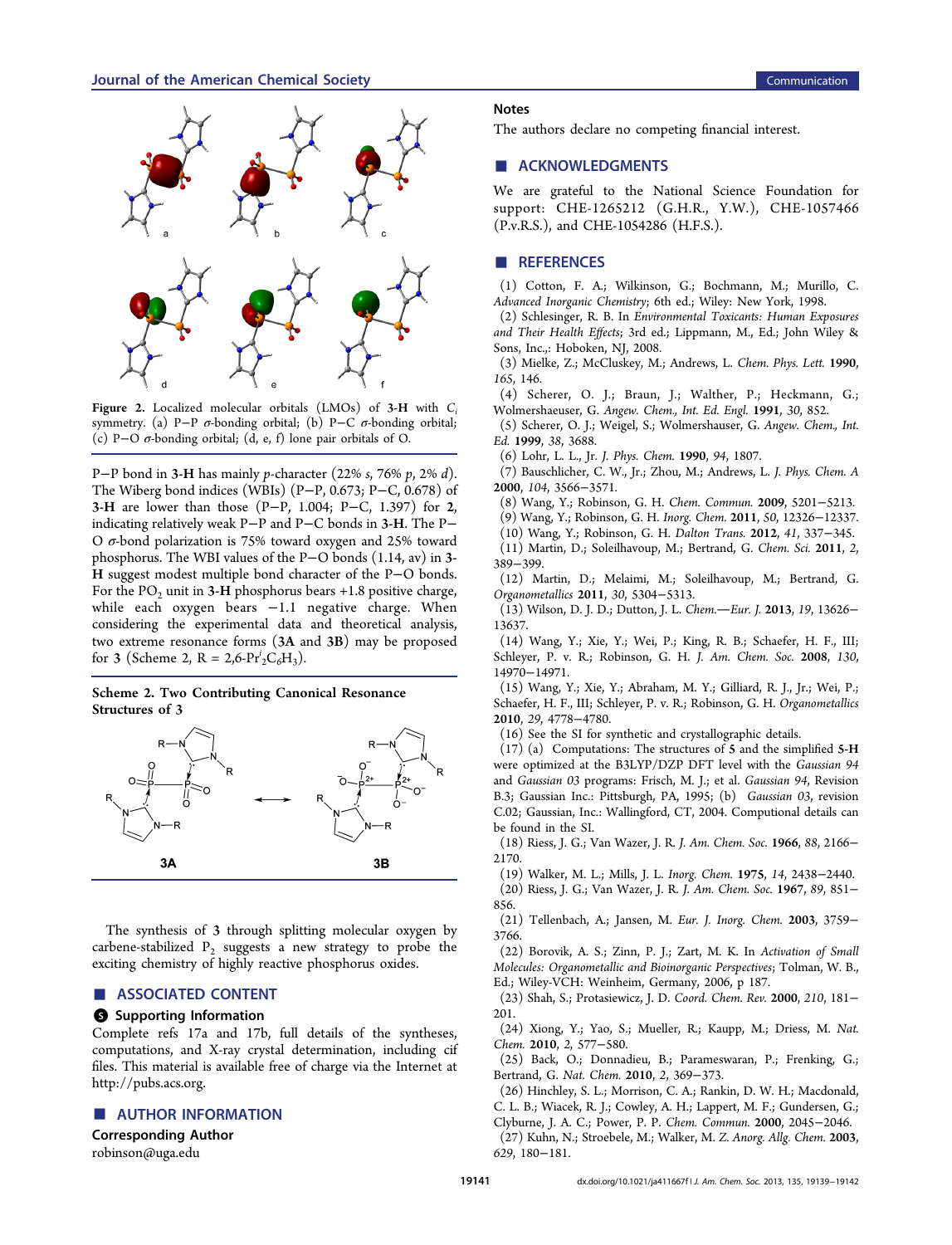Figure 2. Localized molecular orbitals (LMOs) of **3-H** with $C_i$ symmetry. (a) P−P σ-bonding orbital; (b) P−C σ-bonding orbital; (c) P−O σ-bonding orbital; (d, e, f) lone pair orbitals of O.

P−P bond in **3-H** has mainly p-character (22% s, 76% p, 2% d). The Wiberg bond indices (WBIs) (P−P, 0.673; P−C, 0.678) of **3-H** are lower than those (P−P, 1.004; P−C, 1.397) for **2**, indicating relatively weak P−P and P−C bonds in **3-H**. The P−O σ-bond polarization is 75% toward oxygen and 25% toward phosphorus. The WBI values of the P−O bonds (1.14, av) in **3-H** suggest modest multiple bond character of the P−O bonds. For the $PO_2$ unit in **3-H** phosphorus bears +1.8 positive charge, while each oxygen bears −1.1 negative charge. When considering the experimental data and theoretical analysis, two extreme resonance forms (**3A** and **3B**) may be proposed for **3** (Scheme 2, R = 2,6-$Pr^i_2C_6H_3$).

**Scheme 2. Two Contributing Canonical Resonance Structures of 3**

The synthesis of **3** through splitting molecular oxygen by carbene-stabilized $P_2$ suggests a new strategy to probe the exciting chemistry of highly reactive phosphorus oxides.

## ■ ASSOCIATED CONTENT

### Supporting Information

Complete refs 17a and 17b, full details of the syntheses, computations, and X-ray crystal determination, including cif files. This material is available free of charge via the Internet at http://pubs.acs.org.

## ■ AUTHOR INFORMATION

### Corresponding Author

robinson@uga.edu

### Notes

The authors declare no competing financial interest.

## ■ ACKNOWLEDGMENTS

We are grateful to the National Science Foundation for support: CHE-1265212 (G.H.R., Y.W.), CHE-1057466 (P.v.R.S.), and CHE-1054286 (H.F.S.).

## ■ REFERENCES

(1) Cotton, F. A.; Wilkinson, G.; Bochmann, M.; Murillo, C. *Advanced Inorganic Chemistry*; 6th ed.; Wiley: New York, 1998.

(2) Schlesinger, R. B. In *Environmental Toxicants: Human Exposures and Their Health Effects*; 3rd ed.; Lippmann, M., Ed.; John Wiley & Sons, Inc.,: Hoboken, NJ, 2008.

(3) Mielke, Z.; McCluskey, M.; Andrews, L. *Chem. Phys. Lett.* **1990**, *165*, 146.

(4) Scherer, O. J.; Braun, J.; Walther, P.; Heckmann, G.; Wolmershaeuser, G. *Angew. Chem., Int. Ed. Engl.* **1991**, *30*, 852.

(5) Scherer, O. J.; Weigel, S.; Wolmershauser, G. *Angew. Chem., Int. Ed.* **1999**, *38*, 3688.

(6) Lohr, L. L., Jr. *J. Phys. Chem.* **1990**, *94*, 1807.

(7) Bauschlicher, C. W., Jr.; Zhou, M.; Andrews, L. *J. Phys. Chem. A* **2000**, *104*, 3566−3571.

(8) Wang, Y.; Robinson, G. H. *Chem. Commun.* **2009**, 5201−5213.

(9) Wang, Y.; Robinson, G. H. *Inorg. Chem.* **2011**, *50*, 12326−12337.

(10) Wang, Y.; Robinson, G. H. *Dalton Trans.* **2012**, *41*, 337−345.

(11) Martin, D.; Soleilhavoup, M.; Bertrand, G. *Chem. Sci.* **2011**, *2*, 389−399.

(12) Martin, D.; Melaimi, M.; Soleilhavoup, M.; Bertrand, G. *Organometallics* **2011**, *30*, 5304−5313.

(13) Wilson, D. J. D.; Dutton, J. L. *Chem.—Eur. J.* **2013**, *19*, 13626−13637.

(14) Wang, Y.; Xie, Y.; Wei, P.; King, R. B.; Schaefer, H. F., III; Schleyer, P. v. R.; Robinson, G. H. *J. Am. Chem. Soc.* **2008**, *130*, 14970−14971.

(15) Wang, Y.; Xie, Y.; Abraham, M. Y.; Gilliard, R. J., Jr.; Wei, P.; Schaefer, H. F., III; Schleyer, P. v. R.; Robinson, G. H. *Organometallics* **2010**, *29*, 4778−4780.

(16) See the SI for synthetic and crystallographic details.

(17) (a) Computations: The structures of **5** and the simplified **5-H** were optimized at the B3LYP/DZP DFT level with the *Gaussian 94* and *Gaussian 03* programs: Frisch, M. J.; et al. *Gaussian 94*, Revision B.3; Gaussian Inc.: Pittsburgh, PA, 1995; (b) *Gaussian 03*, revision C.02; Gaussian, Inc.: Wallingford, CT, 2004. Computional details can be found in the SI.

(18) Riess, J. G.; Van Wazer, J. R. *J. Am. Chem. Soc.* **1966**, *88*, 2166−2170.

(19) Walker, M. L.; Mills, J. L. *Inorg. Chem.* **1975**, *14*, 2438−2440.

(20) Riess, J. G.; Van Wazer, J. R. *J. Am. Chem. Soc.* **1967**, *89*, 851−856.

(21) Tellenbach, A.; Jansen, M. *Eur. J. Inorg. Chem.* **2003**, 3759−3766.

(22) Borovik, A. S.; Zinn, P. J.; Zart, M. K. In *Activation of Small Molecules: Organometallic and Bioinorganic Perspectives*; Tolman, W. B., Ed.; Wiley-VCH: Weinheim, Germany, 2006, p 187.

(23) Shah, S.; Protasiewicz, J. D. *Coord. Chem. Rev.* **2000**, *210*, 181−201.

(24) Xiong, Y.; Yao, S.; Mueller, R.; Kaupp, M.; Driess, M. *Nat. Chem.* **2010**, *2*, 577−580.

(25) Back, O.; Donnadieu, B.; Parameswaran, P.; Frenking, G.; Bertrand, G. *Nat. Chem.* **2010**, *2*, 369−373.

(26) Hinchley, S. L.; Morrison, C. A.; Rankin, D. W. H.; Macdonald, C. L. B.; Wiacek, R. J.; Cowley, A. H.; Lappert, M. F.; Gundersen, G.; Clyburne, J. A. C.; Power, P. P. *Chem. Commun.* **2000**, 2045−2046.

(27) Kuhn, N.; Stroebele, M.; Walker, M. *Z. Anorg. Allg. Chem.* **2003**, *629*, 180−181.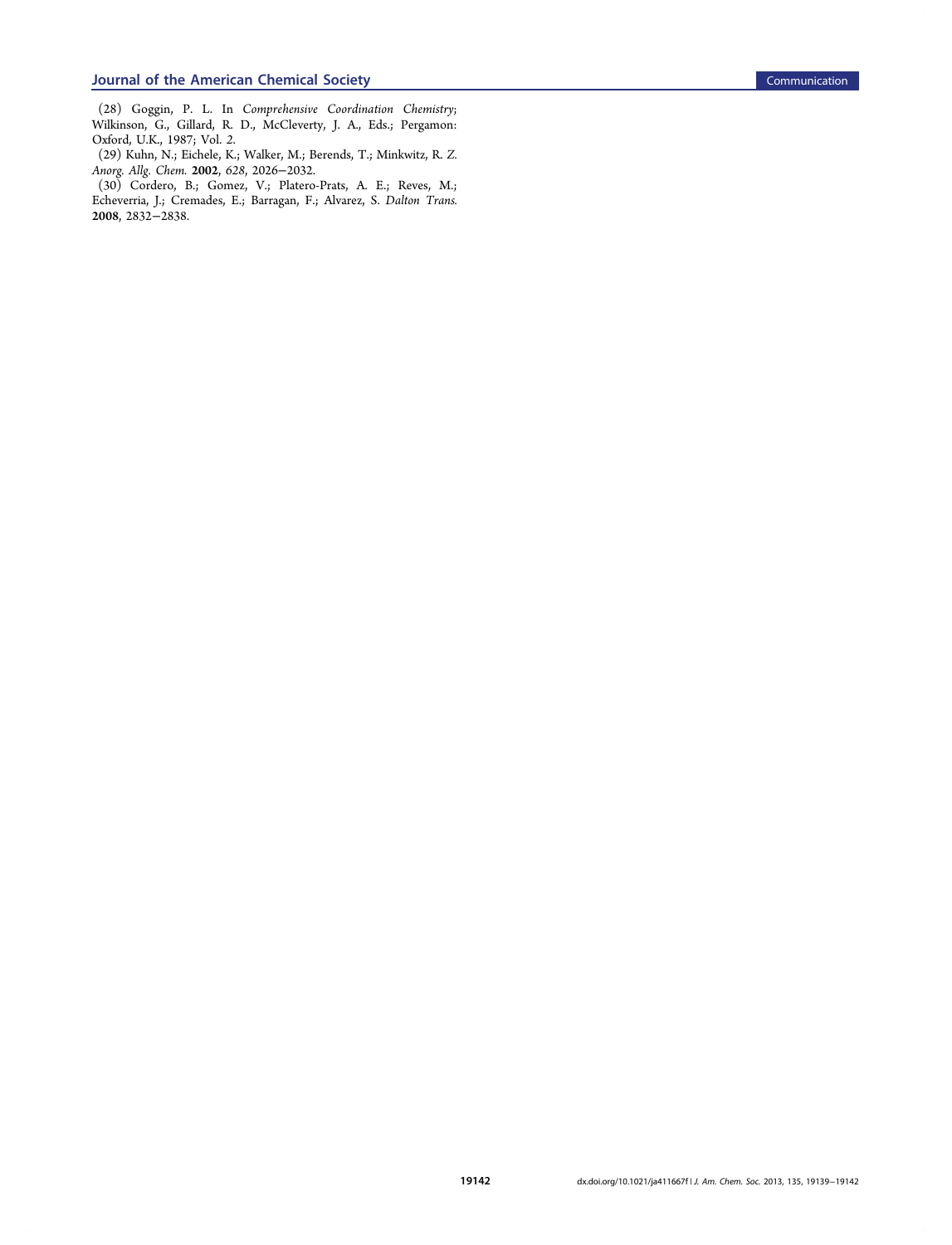(28) Goggin, P. L. In *Comprehensive Coordination Chemistry*; Wilkinson, G., Gillard, R. D., McCleverty, J. A., Eds.; Pergamon: Oxford, U.K., 1987; Vol. 2.

(29) Kuhn, N.; Eichele, K.; Walker, M.; Berends, T.; Minkwitz, R. *Z. Anorg. Allg. Chem.* **2002**, *628*, 2026−2032.

(30) Cordero, B.; Gomez, V.; Platero-Prats, A. E.; Reves, M.; Echeverria, J.; Cremades, E.; Barragan, F.; Alvarez, S. *Dalton Trans.* **2008**, 2832−2838.